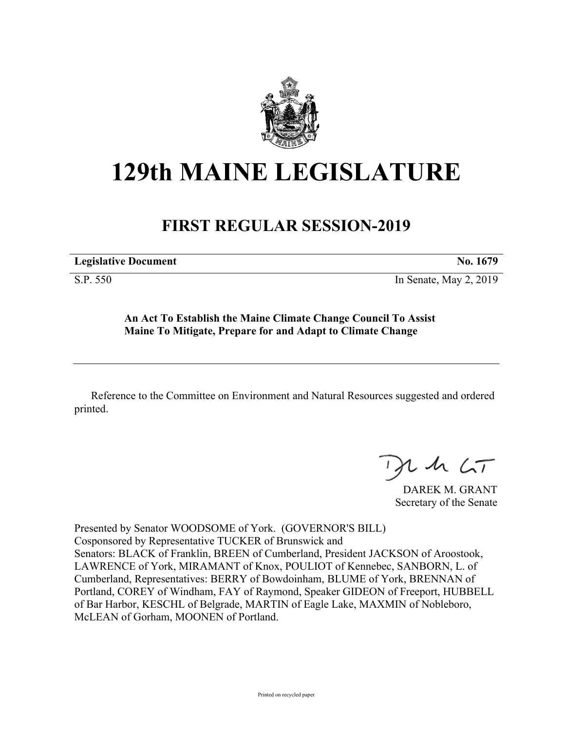# 129th MAINE LEGISLATURE

## FIRST REGULAR SESSION-2019

**Legislative Document** **No. 1679**

S.P. 550 In Senate, May 2, 2019

**An Act To Establish the Maine Climate Change Council To Assist Maine To Mitigate, Prepare for and Adapt to Climate Change**

Reference to the Committee on Environment and Natural Resources suggested and ordered printed.

DAREK M. GRANT
Secretary of the Senate

Presented by Senator WOODSOME of York. (GOVERNOR'S BILL)
Cosponsored by Representative TUCKER of Brunswick and
Senators: BLACK of Franklin, BREEN of Cumberland, President JACKSON of Aroostook, LAWRENCE of York, MIRAMANT of Knox, POULIOT of Kennebec, SANBORN, L. of Cumberland, Representatives: BERRY of Bowdoinham, BLUME of York, BRENNAN of Portland, COREY of Windham, FAY of Raymond, Speaker GIDEON of Freeport, HUBBELL of Bar Harbor, KESCHL of Belgrade, MARTIN of Eagle Lake, MAXMIN of Nobleboro, McLEAN of Gorham, MOONEN of Portland.

Printed on recycled paper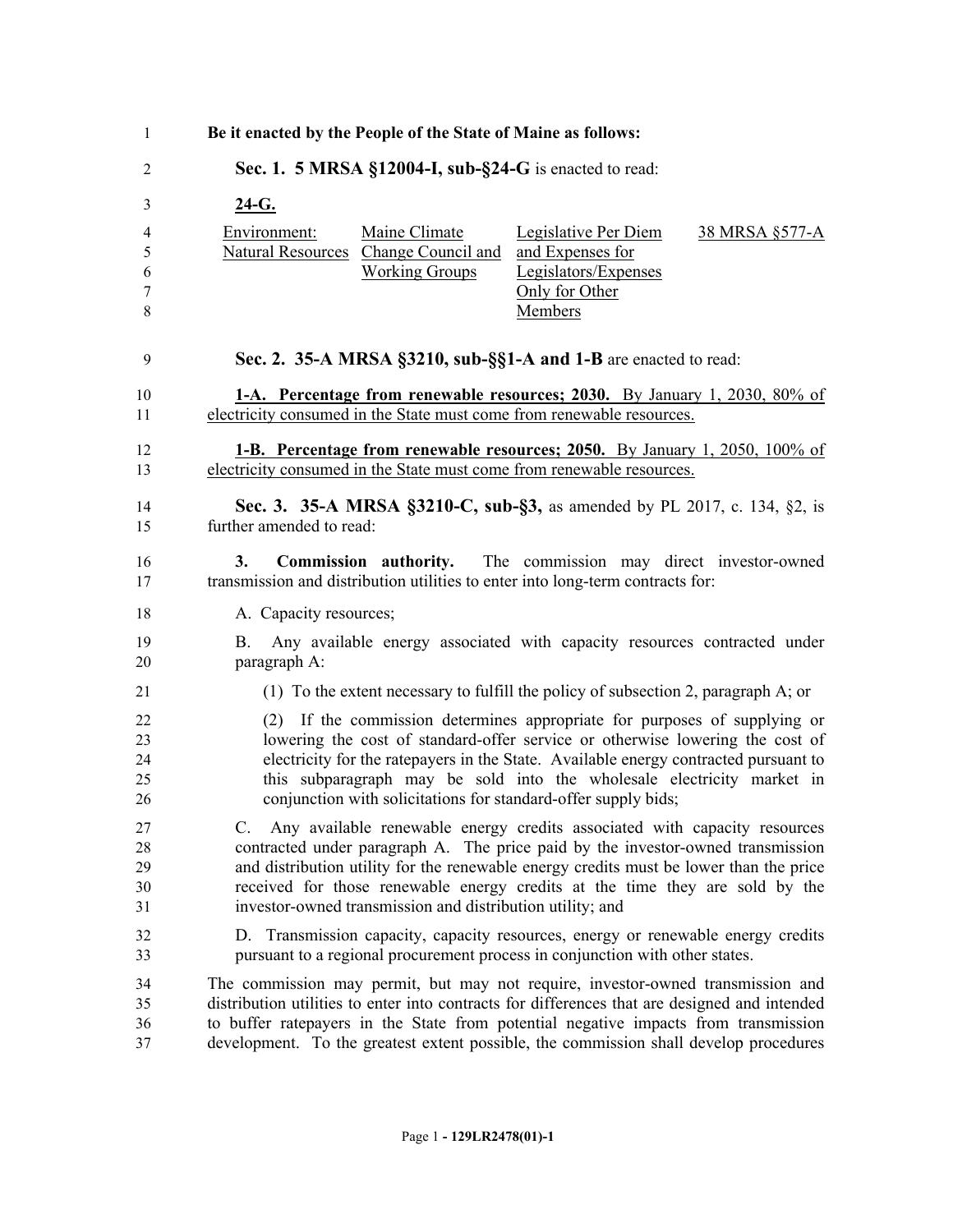**Be it enacted by the People of the State of Maine as follows:**

**Sec. 1. 5 MRSA §12004-I, sub-§24-G** is enacted to read:

<u>**24-G.**</u>

| | | | |
|---|---|---|---|
| <u>Environment: Natural Resources</u> | <u>Maine Climate Change Council and Working Groups</u> | <u>Legislative Per Diem and Expenses for Legislators/Expenses Only for Other Members</u> | <u>38 MRSA §577-A</u> |

**Sec. 2. 35-A MRSA §3210, sub-§§1-A and 1-B** are enacted to read:

<u>**1-A. Percentage from renewable resources; 2030.** By January 1, 2030, 80% of electricity consumed in the State must come from renewable resources.</u>

<u>**1-B. Percentage from renewable resources; 2050.** By January 1, 2050, 100% of electricity consumed in the State must come from renewable resources.</u>

**Sec. 3. 35-A MRSA §3210-C, sub-§3,** as amended by PL 2017, c. 134, §2, is further amended to read:

**3. Commission authority.** The commission may direct investor-owned transmission and distribution utilities to enter into long-term contracts for:

A. Capacity resources;

B. Any available energy associated with capacity resources contracted under paragraph A:

(1) To the extent necessary to fulfill the policy of subsection 2, paragraph A; or

(2) If the commission determines appropriate for purposes of supplying or lowering the cost of standard-offer service or otherwise lowering the cost of electricity for the ratepayers in the State. Available energy contracted pursuant to this subparagraph may be sold into the wholesale electricity market in conjunction with solicitations for standard-offer supply bids;

C. Any available renewable energy credits associated with capacity resources contracted under paragraph A. The price paid by the investor-owned transmission and distribution utility for the renewable energy credits must be lower than the price received for those renewable energy credits at the time they are sold by the investor-owned transmission and distribution utility; and

D. Transmission capacity, capacity resources, energy or renewable energy credits pursuant to a regional procurement process in conjunction with other states.

The commission may permit, but may not require, investor-owned transmission and distribution utilities to enter into contracts for differences that are designed and intended to buffer ratepayers in the State from potential negative impacts from transmission development. To the greatest extent possible, the commission shall develop procedures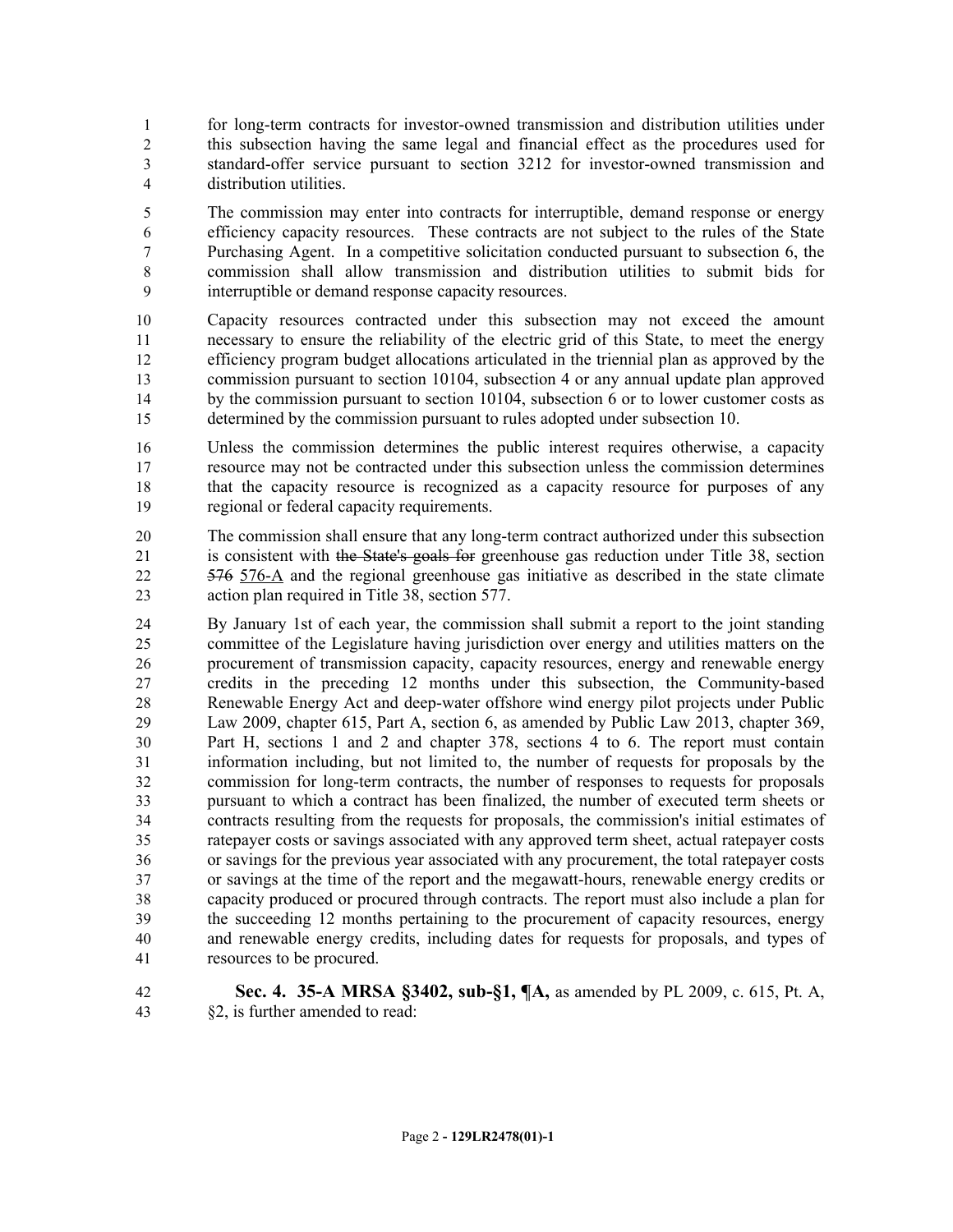for long-term contracts for investor-owned transmission and distribution utilities under this subsection having the same legal and financial effect as the procedures used for standard-offer service pursuant to section 3212 for investor-owned transmission and distribution utilities.

The commission may enter into contracts for interruptible, demand response or energy efficiency capacity resources. These contracts are not subject to the rules of the State Purchasing Agent. In a competitive solicitation conducted pursuant to subsection 6, the commission shall allow transmission and distribution utilities to submit bids for interruptible or demand response capacity resources.

Capacity resources contracted under this subsection may not exceed the amount necessary to ensure the reliability of the electric grid of this State, to meet the energy efficiency program budget allocations articulated in the triennial plan as approved by the commission pursuant to section 10104, subsection 4 or any annual update plan approved by the commission pursuant to section 10104, subsection 6 or to lower customer costs as determined by the commission pursuant to rules adopted under subsection 10.

Unless the commission determines the public interest requires otherwise, a capacity resource may not be contracted under this subsection unless the commission determines that the capacity resource is recognized as a capacity resource for purposes of any regional or federal capacity requirements.

The commission shall ensure that any long-term contract authorized under this subsection is consistent with ~~the State's goals for~~ greenhouse gas reduction under Title 38, section ~~576~~ 576-A and the regional greenhouse gas initiative as described in the state climate action plan required in Title 38, section 577.

By January 1st of each year, the commission shall submit a report to the joint standing committee of the Legislature having jurisdiction over energy and utilities matters on the procurement of transmission capacity, capacity resources, energy and renewable energy credits in the preceding 12 months under this subsection, the Community-based Renewable Energy Act and deep-water offshore wind energy pilot projects under Public Law 2009, chapter 615, Part A, section 6, as amended by Public Law 2013, chapter 369, Part H, sections 1 and 2 and chapter 378, sections 4 to 6. The report must contain information including, but not limited to, the number of requests for proposals by the commission for long-term contracts, the number of responses to requests for proposals pursuant to which a contract has been finalized, the number of executed term sheets or contracts resulting from the requests for proposals, the commission's initial estimates of ratepayer costs or savings associated with any approved term sheet, actual ratepayer costs or savings for the previous year associated with any procurement, the total ratepayer costs or savings at the time of the report and the megawatt-hours, renewable energy credits or capacity produced or procured through contracts. The report must also include a plan for the succeeding 12 months pertaining to the procurement of capacity resources, energy and renewable energy credits, including dates for requests for proposals, and types of resources to be procured.

**Sec. 4. 35-A MRSA §3402, sub-§1, ¶A,** as amended by PL 2009, c. 615, Pt. A, §2, is further amended to read: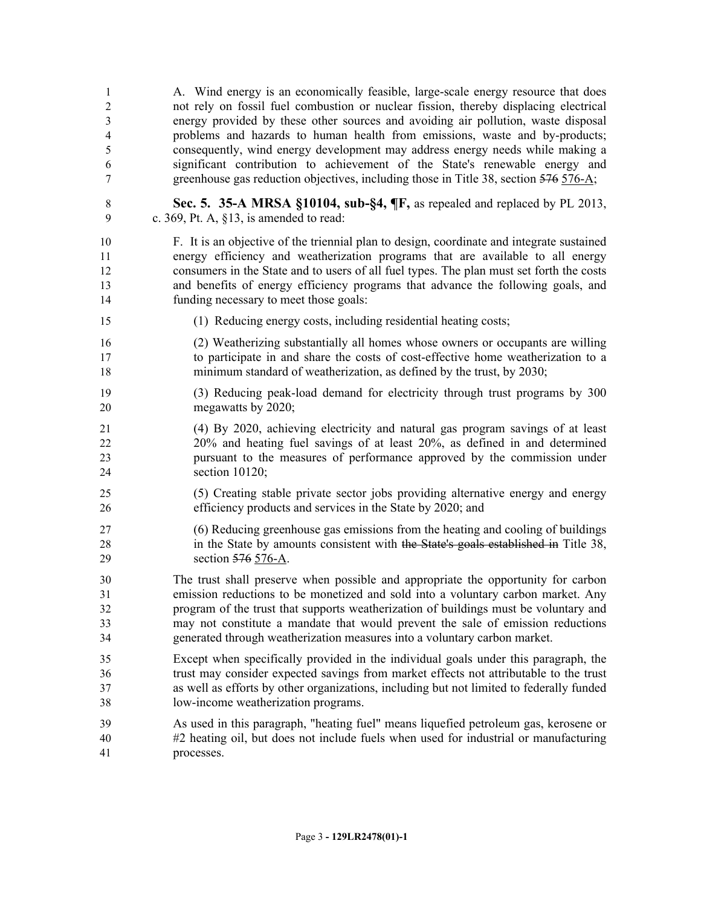A. Wind energy is an economically feasible, large-scale energy resource that does not rely on fossil fuel combustion or nuclear fission, thereby displacing electrical energy provided by these other sources and avoiding air pollution, waste disposal problems and hazards to human health from emissions, waste and by-products; consequently, wind energy development may address energy needs while making a significant contribution to achievement of the State's renewable energy and greenhouse gas reduction objectives, including those in Title 38, section ~~576~~ 576-A;

**Sec. 5. 35-A MRSA §10104, sub-§4, ¶F,** as repealed and replaced by PL 2013, c. 369, Pt. A, §13, is amended to read:

F. It is an objective of the triennial plan to design, coordinate and integrate sustained energy efficiency and weatherization programs that are available to all energy consumers in the State and to users of all fuel types. The plan must set forth the costs and benefits of energy efficiency programs that advance the following goals, and funding necessary to meet those goals:

(1) Reducing energy costs, including residential heating costs;

(2) Weatherizing substantially all homes whose owners or occupants are willing to participate in and share the costs of cost-effective home weatherization to a minimum standard of weatherization, as defined by the trust, by 2030;

(3) Reducing peak-load demand for electricity through trust programs by 300 megawatts by 2020;

(4) By 2020, achieving electricity and natural gas program savings of at least 20% and heating fuel savings of at least 20%, as defined in and determined pursuant to the measures of performance approved by the commission under section 10120;

(5) Creating stable private sector jobs providing alternative energy and energy efficiency products and services in the State by 2020; and

(6) Reducing greenhouse gas emissions from the heating and cooling of buildings in the State by amounts consistent with ~~the State's goals established in~~ Title 38, section ~~576~~ 576-A.

The trust shall preserve when possible and appropriate the opportunity for carbon emission reductions to be monetized and sold into a voluntary carbon market. Any program of the trust that supports weatherization of buildings must be voluntary and may not constitute a mandate that would prevent the sale of emission reductions generated through weatherization measures into a voluntary carbon market.

Except when specifically provided in the individual goals under this paragraph, the trust may consider expected savings from market effects not attributable to the trust as well as efforts by other organizations, including but not limited to federally funded low-income weatherization programs.

As used in this paragraph, "heating fuel" means liquefied petroleum gas, kerosene or #2 heating oil, but does not include fuels when used for industrial or manufacturing processes.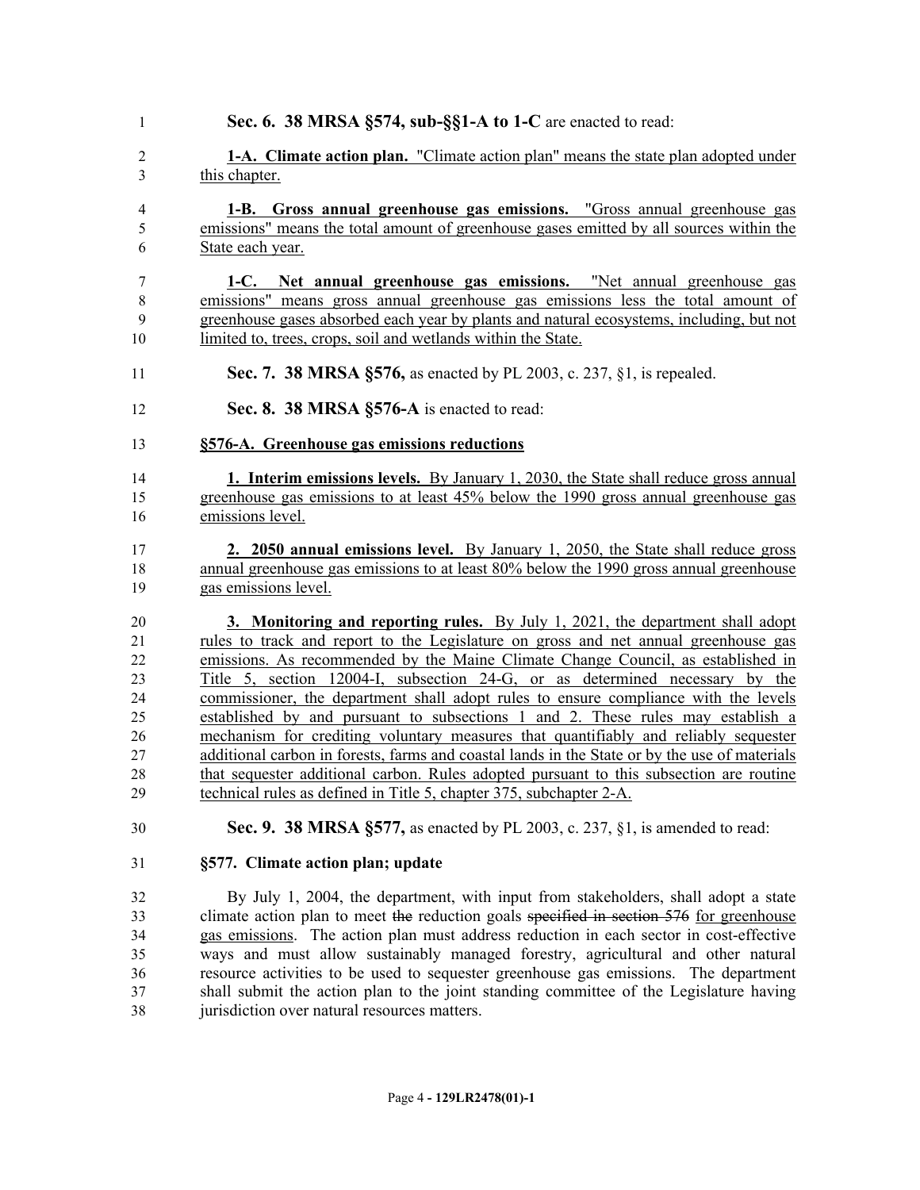**Sec. 6. 38 MRSA §574, sub-§§1-A to 1-C** are enacted to read:

**1-A. Climate action plan.** "Climate action plan" means the state plan adopted under this chapter.

**1-B. Gross annual greenhouse gas emissions.** "Gross annual greenhouse gas emissions" means the total amount of greenhouse gases emitted by all sources within the State each year.

**1-C. Net annual greenhouse gas emissions.** "Net annual greenhouse gas emissions" means gross annual greenhouse gas emissions less the total amount of greenhouse gases absorbed each year by plants and natural ecosystems, including, but not limited to, trees, crops, soil and wetlands within the State.

**Sec. 7. 38 MRSA §576,** as enacted by PL 2003, c. 237, §1, is repealed.

**Sec. 8. 38 MRSA §576-A** is enacted to read:

**§576-A. Greenhouse gas emissions reductions**

**1. Interim emissions levels.** By January 1, 2030, the State shall reduce gross annual greenhouse gas emissions to at least 45% below the 1990 gross annual greenhouse gas emissions level.

**2. 2050 annual emissions level.** By January 1, 2050, the State shall reduce gross annual greenhouse gas emissions to at least 80% below the 1990 gross annual greenhouse gas emissions level.

**3. Monitoring and reporting rules.** By July 1, 2021, the department shall adopt rules to track and report to the Legislature on gross and net annual greenhouse gas emissions. As recommended by the Maine Climate Change Council, as established in Title 5, section 12004-I, subsection 24-G, or as determined necessary by the commissioner, the department shall adopt rules to ensure compliance with the levels established by and pursuant to subsections 1 and 2. These rules may establish a mechanism for crediting voluntary measures that quantifiably and reliably sequester additional carbon in forests, farms and coastal lands in the State or by the use of materials that sequester additional carbon. Rules adopted pursuant to this subsection are routine technical rules as defined in Title 5, chapter 375, subchapter 2-A.

**Sec. 9. 38 MRSA §577,** as enacted by PL 2003, c. 237, §1, is amended to read:

**§577. Climate action plan; update**

By July 1, 2004, the department, with input from stakeholders, shall adopt a state climate action plan to meet ~~the~~ reduction goals ~~specified in section 576~~ for greenhouse gas emissions. The action plan must address reduction in each sector in cost-effective ways and must allow sustainably managed forestry, agricultural and other natural resource activities to be used to sequester greenhouse gas emissions. The department shall submit the action plan to the joint standing committee of the Legislature having jurisdiction over natural resources matters.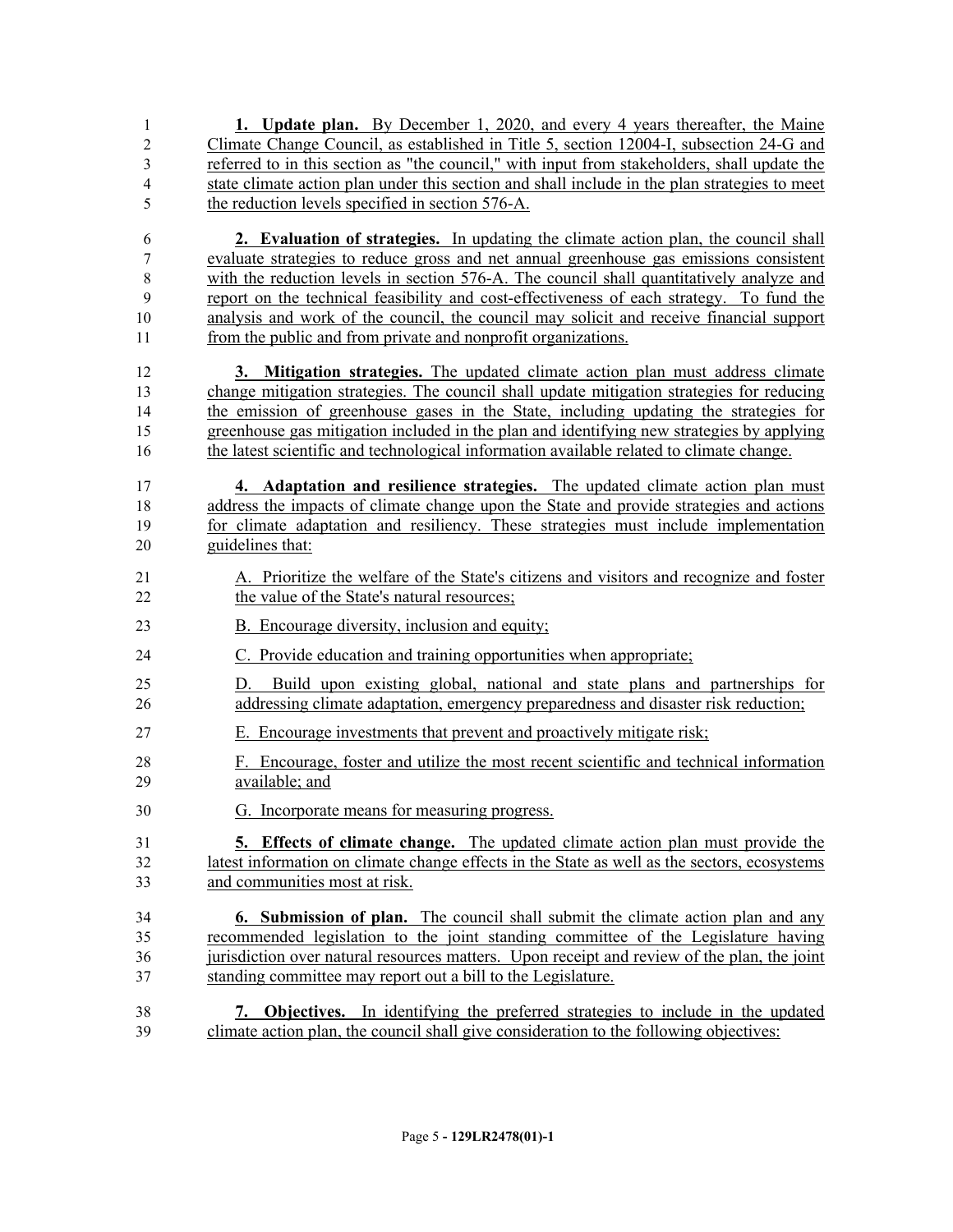**1. Update plan.** By December 1, 2020, and every 4 years thereafter, the Maine Climate Change Council, as established in Title 5, section 12004-I, subsection 24-G and referred to in this section as "the council," with input from stakeholders, shall update the state climate action plan under this section and shall include in the plan strategies to meet the reduction levels specified in section 576-A.

**2. Evaluation of strategies.** In updating the climate action plan, the council shall evaluate strategies to reduce gross and net annual greenhouse gas emissions consistent with the reduction levels in section 576-A. The council shall quantitatively analyze and report on the technical feasibility and cost-effectiveness of each strategy. To fund the analysis and work of the council, the council may solicit and receive financial support from the public and from private and nonprofit organizations.

**3. Mitigation strategies.** The updated climate action plan must address climate change mitigation strategies. The council shall update mitigation strategies for reducing the emission of greenhouse gases in the State, including updating the strategies for greenhouse gas mitigation included in the plan and identifying new strategies by applying the latest scientific and technological information available related to climate change.

**4. Adaptation and resilience strategies.** The updated climate action plan must address the impacts of climate change upon the State and provide strategies and actions for climate adaptation and resiliency. These strategies must include implementation guidelines that:

A. Prioritize the welfare of the State's citizens and visitors and recognize and foster the value of the State's natural resources;

B. Encourage diversity, inclusion and equity;

C. Provide education and training opportunities when appropriate;

D. Build upon existing global, national and state plans and partnerships for addressing climate adaptation, emergency preparedness and disaster risk reduction;

E. Encourage investments that prevent and proactively mitigate risk;

F. Encourage, foster and utilize the most recent scientific and technical information available; and

G. Incorporate means for measuring progress.

**5. Effects of climate change.** The updated climate action plan must provide the latest information on climate change effects in the State as well as the sectors, ecosystems and communities most at risk.

**6. Submission of plan.** The council shall submit the climate action plan and any recommended legislation to the joint standing committee of the Legislature having jurisdiction over natural resources matters. Upon receipt and review of the plan, the joint standing committee may report out a bill to the Legislature.

**7. Objectives.** In identifying the preferred strategies to include in the updated climate action plan, the council shall give consideration to the following objectives: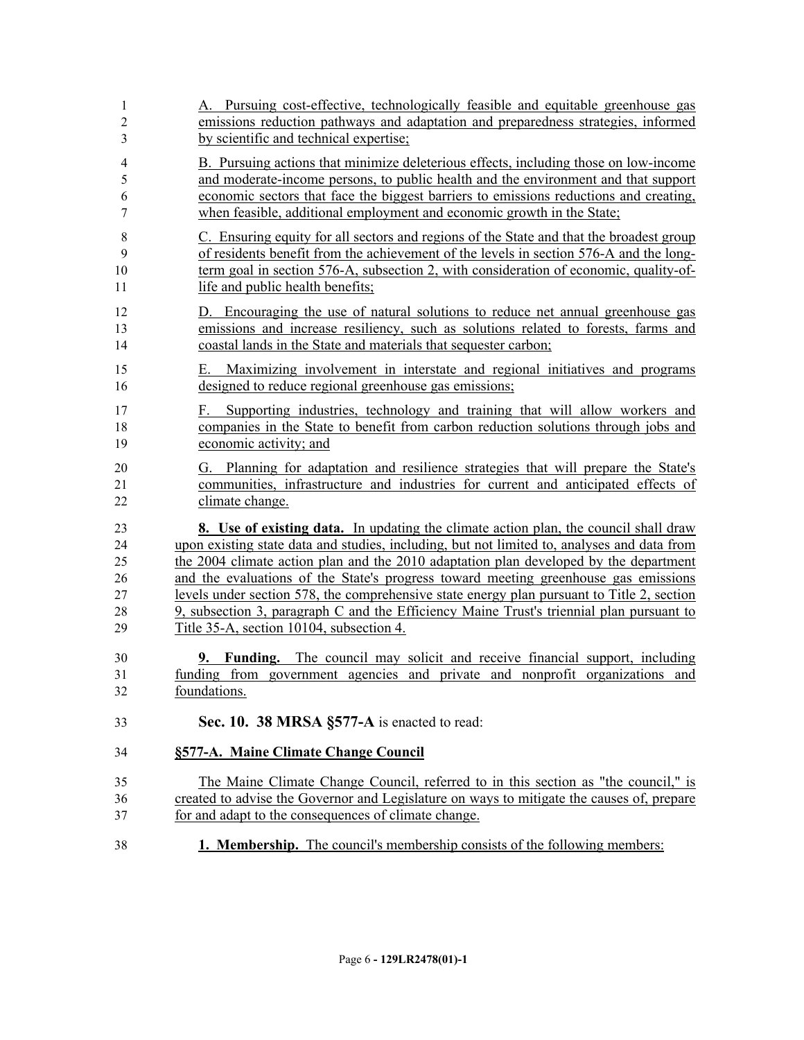A. Pursuing cost-effective, technologically feasible and equitable greenhouse gas emissions reduction pathways and adaptation and preparedness strategies, informed by scientific and technical expertise;

B. Pursuing actions that minimize deleterious effects, including those on low-income and moderate-income persons, to public health and the environment and that support economic sectors that face the biggest barriers to emissions reductions and creating, when feasible, additional employment and economic growth in the State;

C. Ensuring equity for all sectors and regions of the State and that the broadest group of residents benefit from the achievement of the levels in section 576-A and the long-term goal in section 576-A, subsection 2, with consideration of economic, quality-of-life and public health benefits;

D. Encouraging the use of natural solutions to reduce net annual greenhouse gas emissions and increase resiliency, such as solutions related to forests, farms and coastal lands in the State and materials that sequester carbon;

E. Maximizing involvement in interstate and regional initiatives and programs designed to reduce regional greenhouse gas emissions;

F. Supporting industries, technology and training that will allow workers and companies in the State to benefit from carbon reduction solutions through jobs and economic activity; and

G. Planning for adaptation and resilience strategies that will prepare the State's communities, infrastructure and industries for current and anticipated effects of climate change.

**8. Use of existing data.** In updating the climate action plan, the council shall draw upon existing state data and studies, including, but not limited to, analyses and data from the 2004 climate action plan and the 2010 adaptation plan developed by the department and the evaluations of the State's progress toward meeting greenhouse gas emissions levels under section 578, the comprehensive state energy plan pursuant to Title 2, section 9, subsection 3, paragraph C and the Efficiency Maine Trust's triennial plan pursuant to Title 35-A, section 10104, subsection 4.

**9. Funding.** The council may solicit and receive financial support, including funding from government agencies and private and nonprofit organizations and foundations.

**Sec. 10. 38 MRSA §577-A** is enacted to read:

**§577-A. Maine Climate Change Council**

The Maine Climate Change Council, referred to in this section as "the council," is created to advise the Governor and Legislature on ways to mitigate the causes of, prepare for and adapt to the consequences of climate change.

**1. Membership.** The council's membership consists of the following members: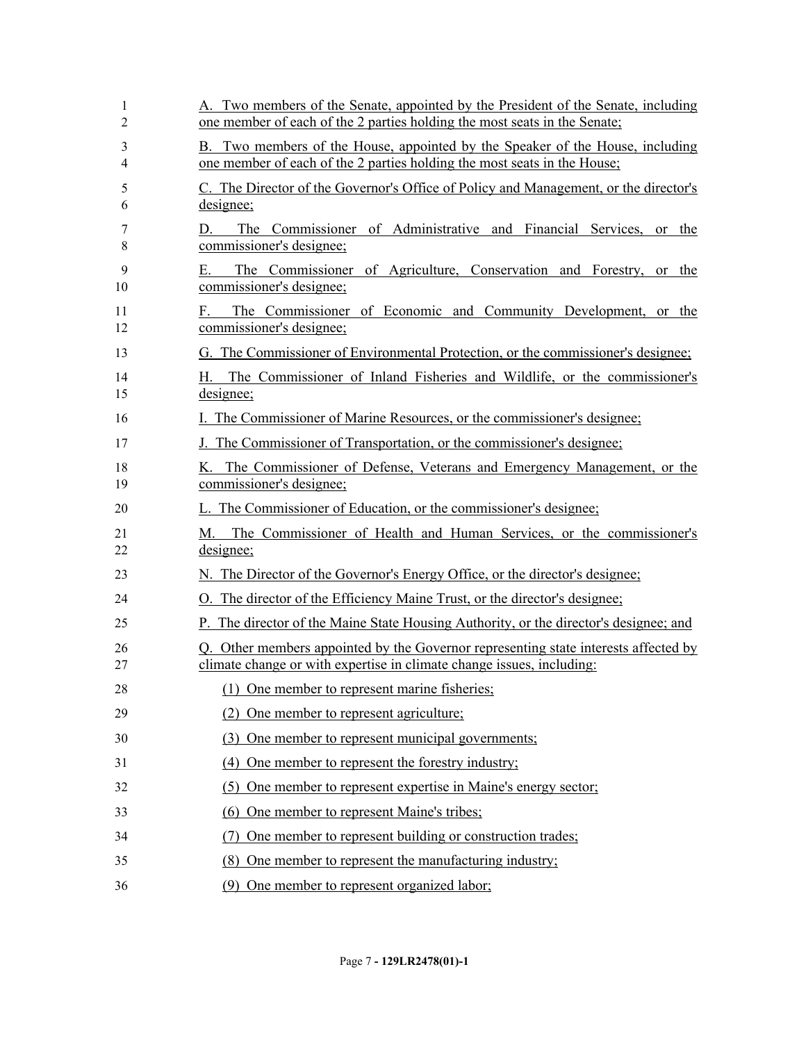A. Two members of the Senate, appointed by the President of the Senate, including one member of each of the 2 parties holding the most seats in the Senate;

B. Two members of the House, appointed by the Speaker of the House, including one member of each of the 2 parties holding the most seats in the House;

C. The Director of the Governor's Office of Policy and Management, or the director's designee;

D. The Commissioner of Administrative and Financial Services, or the commissioner's designee;

E. The Commissioner of Agriculture, Conservation and Forestry, or the commissioner's designee;

F. The Commissioner of Economic and Community Development, or the commissioner's designee;

G. The Commissioner of Environmental Protection, or the commissioner's designee;

H. The Commissioner of Inland Fisheries and Wildlife, or the commissioner's designee;

I. The Commissioner of Marine Resources, or the commissioner's designee;

J. The Commissioner of Transportation, or the commissioner's designee;

K. The Commissioner of Defense, Veterans and Emergency Management, or the commissioner's designee;

L. The Commissioner of Education, or the commissioner's designee;

M. The Commissioner of Health and Human Services, or the commissioner's designee;

N. The Director of the Governor's Energy Office, or the director's designee;

O. The director of the Efficiency Maine Trust, or the director's designee;

P. The director of the Maine State Housing Authority, or the director's designee; and

Q. Other members appointed by the Governor representing state interests affected by climate change or with expertise in climate change issues, including:

(1) One member to represent marine fisheries;

(2) One member to represent agriculture;

(3) One member to represent municipal governments;

(4) One member to represent the forestry industry;

(5) One member to represent expertise in Maine's energy sector;

(6) One member to represent Maine's tribes;

(7) One member to represent building or construction trades;

(8) One member to represent the manufacturing industry;

(9) One member to represent organized labor;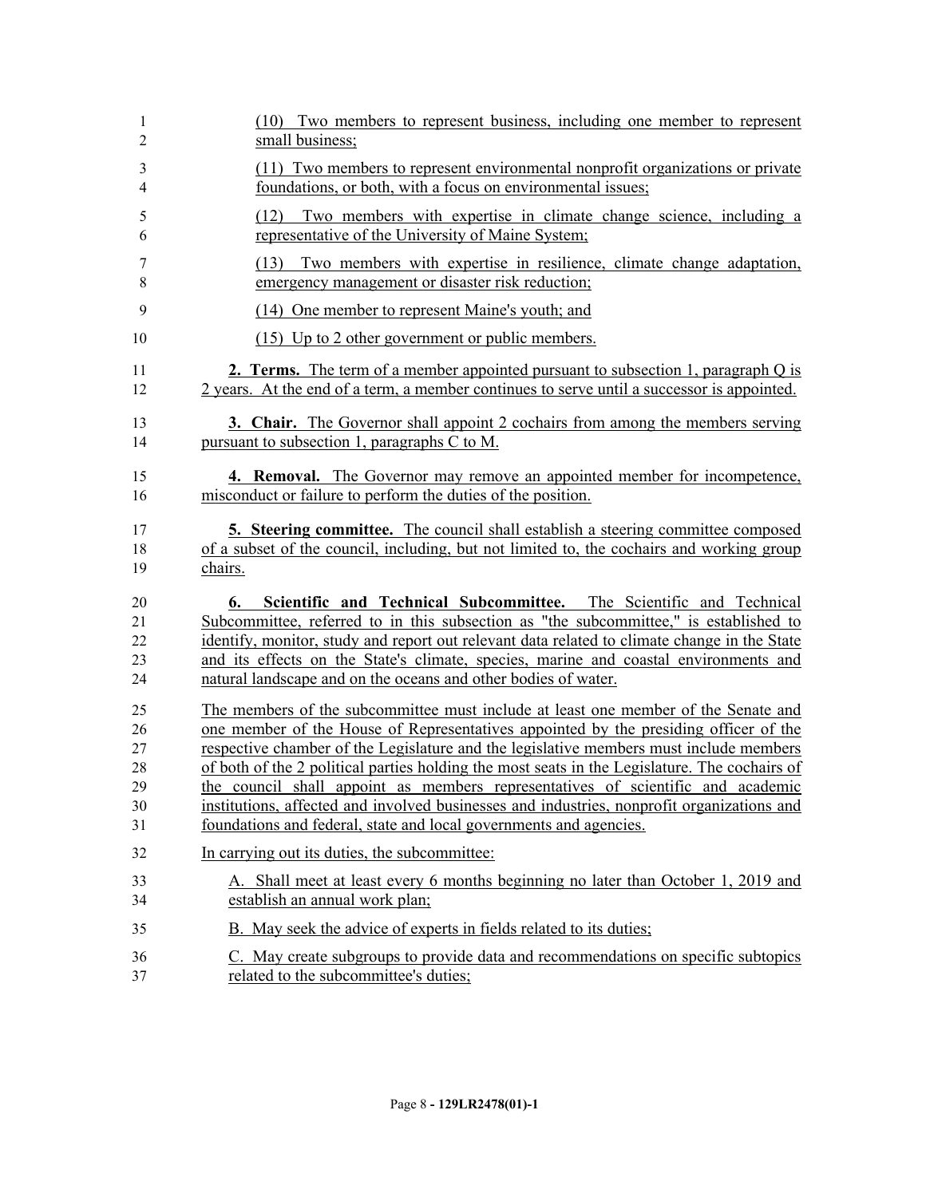(10) Two members to represent business, including one member to represent small business;

(11) Two members to represent environmental nonprofit organizations or private foundations, or both, with a focus on environmental issues;

(12) Two members with expertise in climate change science, including a representative of the University of Maine System;

(13) Two members with expertise in resilience, climate change adaptation, emergency management or disaster risk reduction;

(14) One member to represent Maine's youth; and

(15) Up to 2 other government or public members.

**2. Terms.** The term of a member appointed pursuant to subsection 1, paragraph Q is 2 years. At the end of a term, a member continues to serve until a successor is appointed.

**3. Chair.** The Governor shall appoint 2 cochairs from among the members serving pursuant to subsection 1, paragraphs C to M.

**4. Removal.** The Governor may remove an appointed member for incompetence, misconduct or failure to perform the duties of the position.

**5. Steering committee.** The council shall establish a steering committee composed of a subset of the council, including, but not limited to, the cochairs and working group chairs.

**6. Scientific and Technical Subcommittee.** The Scientific and Technical Subcommittee, referred to in this subsection as "the subcommittee," is established to identify, monitor, study and report out relevant data related to climate change in the State and its effects on the State's climate, species, marine and coastal environments and natural landscape and on the oceans and other bodies of water.

The members of the subcommittee must include at least one member of the Senate and one member of the House of Representatives appointed by the presiding officer of the respective chamber of the Legislature and the legislative members must include members of both of the 2 political parties holding the most seats in the Legislature. The cochairs of the council shall appoint as members representatives of scientific and academic institutions, affected and involved businesses and industries, nonprofit organizations and foundations and federal, state and local governments and agencies.

In carrying out its duties, the subcommittee:

A. Shall meet at least every 6 months beginning no later than October 1, 2019 and establish an annual work plan;

B. May seek the advice of experts in fields related to its duties;

C. May create subgroups to provide data and recommendations on specific subtopics related to the subcommittee's duties;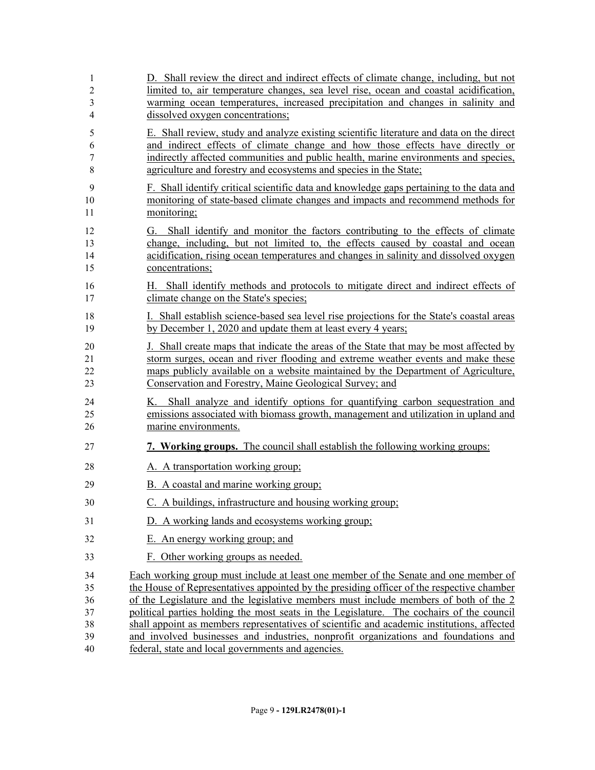D. Shall review the direct and indirect effects of climate change, including, but not limited to, air temperature changes, sea level rise, ocean and coastal acidification, warming ocean temperatures, increased precipitation and changes in salinity and dissolved oxygen concentrations;

E. Shall review, study and analyze existing scientific literature and data on the direct and indirect effects of climate change and how those effects have directly or indirectly affected communities and public health, marine environments and species, agriculture and forestry and ecosystems and species in the State;

F. Shall identify critical scientific data and knowledge gaps pertaining to the data and monitoring of state-based climate changes and impacts and recommend methods for monitoring;

G. Shall identify and monitor the factors contributing to the effects of climate change, including, but not limited to, the effects caused by coastal and ocean acidification, rising ocean temperatures and changes in salinity and dissolved oxygen concentrations;

H. Shall identify methods and protocols to mitigate direct and indirect effects of climate change on the State's species;

I. Shall establish science-based sea level rise projections for the State's coastal areas by December 1, 2020 and update them at least every 4 years;

J. Shall create maps that indicate the areas of the State that may be most affected by storm surges, ocean and river flooding and extreme weather events and make these maps publicly available on a website maintained by the Department of Agriculture, Conservation and Forestry, Maine Geological Survey; and

K. Shall analyze and identify options for quantifying carbon sequestration and emissions associated with biomass growth, management and utilization in upland and marine environments.

**7. Working groups.** The council shall establish the following working groups:

A. A transportation working group;

B. A coastal and marine working group;

C. A buildings, infrastructure and housing working group;

D. A working lands and ecosystems working group;

E. An energy working group; and

F. Other working groups as needed.

Each working group must include at least one member of the Senate and one member of the House of Representatives appointed by the presiding officer of the respective chamber of the Legislature and the legislative members must include members of both of the 2 political parties holding the most seats in the Legislature. The cochairs of the council shall appoint as members representatives of scientific and academic institutions, affected and involved businesses and industries, nonprofit organizations and foundations and federal, state and local governments and agencies.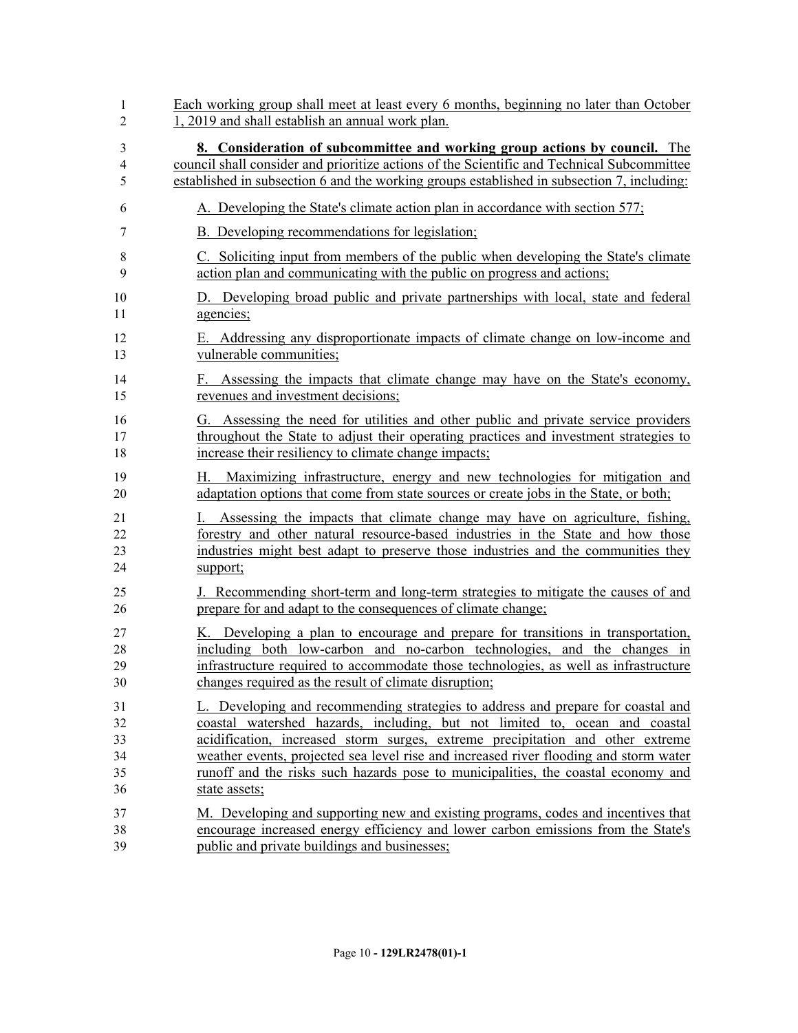Each working group shall meet at least every 6 months, beginning no later than October 1, 2019 and shall establish an annual work plan.

**8. Consideration of subcommittee and working group actions by council.** The council shall consider and prioritize actions of the Scientific and Technical Subcommittee established in subsection 6 and the working groups established in subsection 7, including:

A. Developing the State's climate action plan in accordance with section 577;

B. Developing recommendations for legislation;

C. Soliciting input from members of the public when developing the State's climate action plan and communicating with the public on progress and actions;

D. Developing broad public and private partnerships with local, state and federal agencies;

E. Addressing any disproportionate impacts of climate change on low-income and vulnerable communities;

F. Assessing the impacts that climate change may have on the State's economy, revenues and investment decisions;

G. Assessing the need for utilities and other public and private service providers throughout the State to adjust their operating practices and investment strategies to increase their resiliency to climate change impacts;

H. Maximizing infrastructure, energy and new technologies for mitigation and adaptation options that come from state sources or create jobs in the State, or both;

I. Assessing the impacts that climate change may have on agriculture, fishing, forestry and other natural resource-based industries in the State and how those industries might best adapt to preserve those industries and the communities they support;

J. Recommending short-term and long-term strategies to mitigate the causes of and prepare for and adapt to the consequences of climate change;

K. Developing a plan to encourage and prepare for transitions in transportation, including both low-carbon and no-carbon technologies, and the changes in infrastructure required to accommodate those technologies, as well as infrastructure changes required as the result of climate disruption;

L. Developing and recommending strategies to address and prepare for coastal and coastal watershed hazards, including, but not limited to, ocean and coastal acidification, increased storm surges, extreme precipitation and other extreme weather events, projected sea level rise and increased river flooding and storm water runoff and the risks such hazards pose to municipalities, the coastal economy and state assets;

M. Developing and supporting new and existing programs, codes and incentives that encourage increased energy efficiency and lower carbon emissions from the State's public and private buildings and businesses;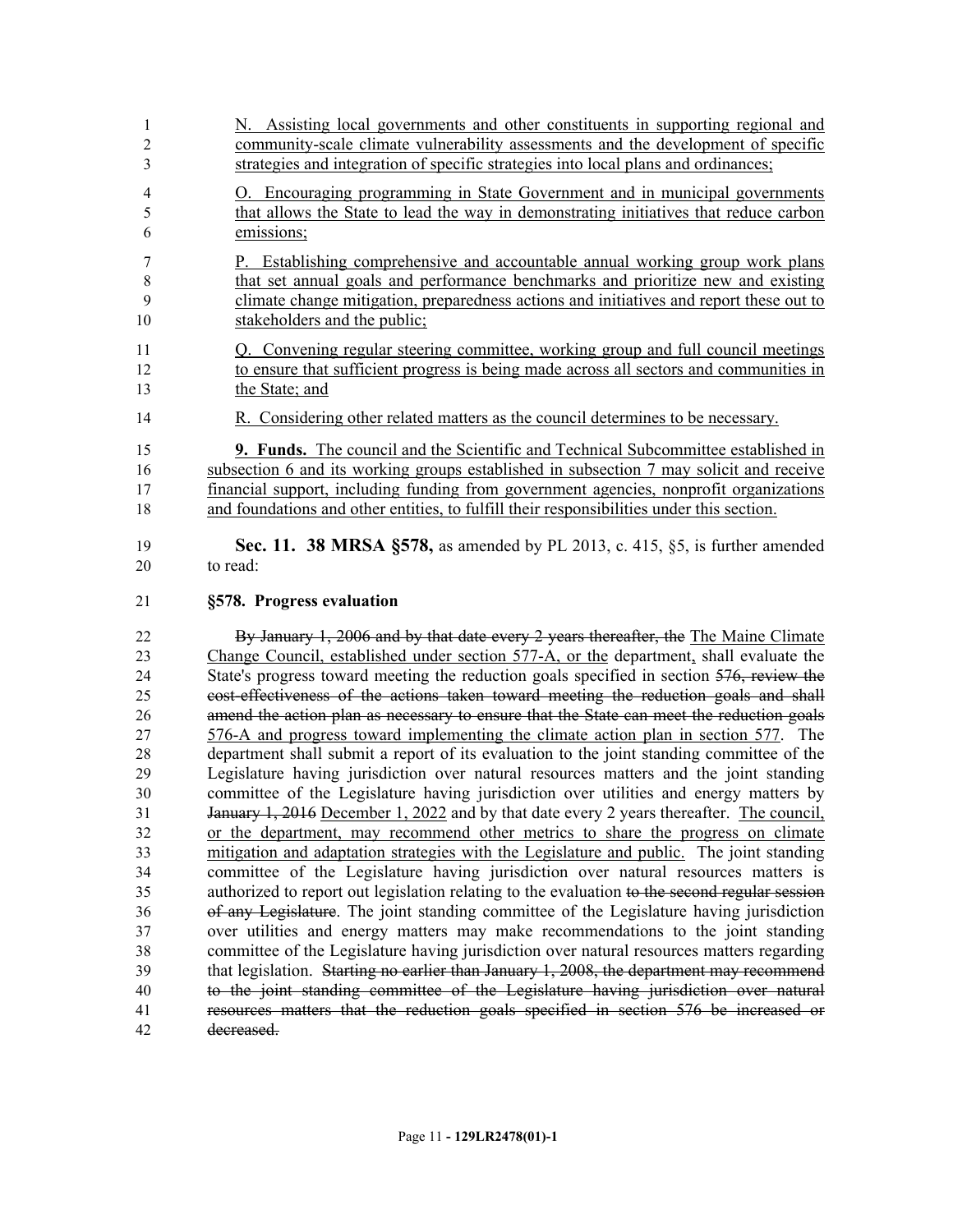N. Assisting local governments and other constituents in supporting regional and community-scale climate vulnerability assessments and the development of specific strategies and integration of specific strategies into local plans and ordinances;

O. Encouraging programming in State Government and in municipal governments that allows the State to lead the way in demonstrating initiatives that reduce carbon emissions;

P. Establishing comprehensive and accountable annual working group work plans that set annual goals and performance benchmarks and prioritize new and existing climate change mitigation, preparedness actions and initiatives and report these out to stakeholders and the public;

Q. Convening regular steering committee, working group and full council meetings to ensure that sufficient progress is being made across all sectors and communities in the State; and

R. Considering other related matters as the council determines to be necessary.

**9. Funds.** The council and the Scientific and Technical Subcommittee established in subsection 6 and its working groups established in subsection 7 may solicit and receive financial support, including funding from government agencies, nonprofit organizations and foundations and other entities, to fulfill their responsibilities under this section.

**Sec. 11. 38 MRSA §578,** as amended by PL 2013, c. 415, §5, is further amended to read:

**§578. Progress evaluation**

~~By January 1, 2006 and by that date every 2 years thereafter, the~~ The Maine Climate Change Council, established under section 577-A, or the department, shall evaluate the State's progress toward meeting the reduction goals specified in section ~~576, review the cost-effectiveness of the actions taken toward meeting the reduction goals and shall amend the action plan as necessary to ensure that the State can meet the reduction goals~~ 576-A and progress toward implementing the climate action plan in section 577. The department shall submit a report of its evaluation to the joint standing committee of the Legislature having jurisdiction over natural resources matters and the joint standing committee of the Legislature having jurisdiction over utilities and energy matters by ~~January 1, 2016~~ December 1, 2022 and by that date every 2 years thereafter. The council, or the department, may recommend other metrics to share the progress on climate mitigation and adaptation strategies with the Legislature and public. The joint standing committee of the Legislature having jurisdiction over natural resources matters is authorized to report out legislation relating to the evaluation ~~to the second regular session of any Legislature~~. The joint standing committee of the Legislature having jurisdiction over utilities and energy matters may make recommendations to the joint standing committee of the Legislature having jurisdiction over natural resources matters regarding that legislation. ~~Starting no earlier than January 1, 2008, the department may recommend to the joint standing committee of the Legislature having jurisdiction over natural resources matters that the reduction goals specified in section 576 be increased or decreased.~~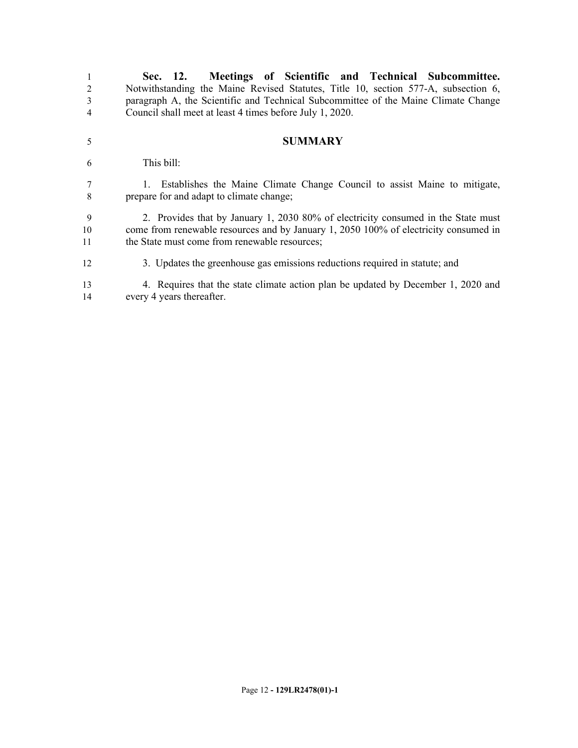**Sec. 12. Meetings of Scientific and Technical Subcommittee.** Notwithstanding the Maine Revised Statutes, Title 10, section 577-A, subsection 6, paragraph A, the Scientific and Technical Subcommittee of the Maine Climate Change Council shall meet at least 4 times before July 1, 2020.

## SUMMARY

This bill:

1. Establishes the Maine Climate Change Council to assist Maine to mitigate, prepare for and adapt to climate change;

2. Provides that by January 1, 2030 80% of electricity consumed in the State must come from renewable resources and by January 1, 2050 100% of electricity consumed in the State must come from renewable resources;

3. Updates the greenhouse gas emissions reductions required in statute; and

4. Requires that the state climate action plan be updated by December 1, 2020 and every 4 years thereafter.